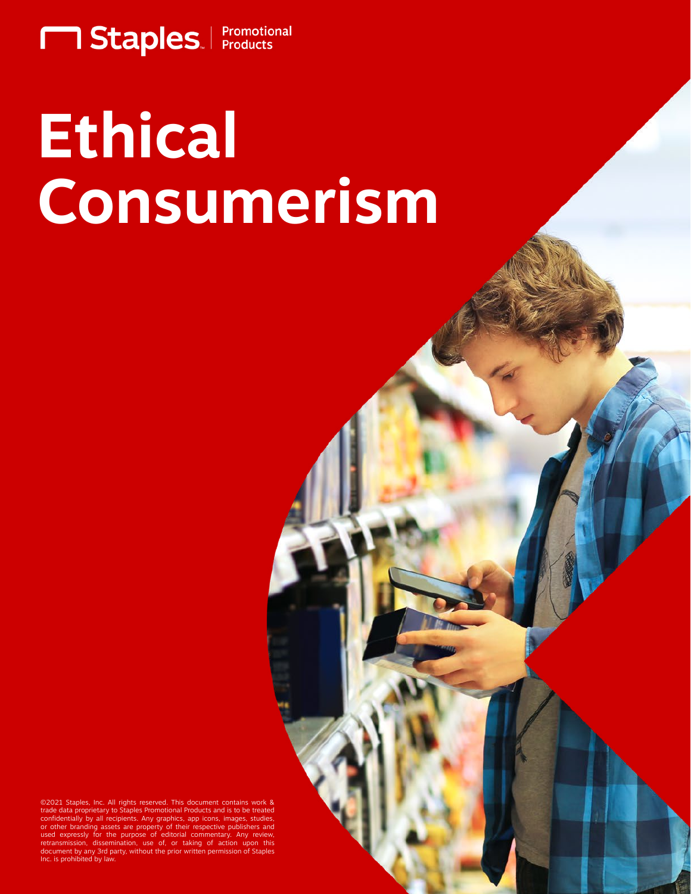Staples | Promotional Products

# Ethical Consumerism

©2021 Staples, Inc. All rights reserved. This document contains work & trade data proprietary to Staples Promotional Products and is to be treated confidentially by all recipients. Any graphics, app icons, images, studies, or other branding assets are property of their respective publishers and used expressly for the purpose of editorial commentary. Any review, retransmission, dissemination, use of, or taking of action upon this document by any 3rd party, without the prior written permission of Staples Inc. is prohibited by law.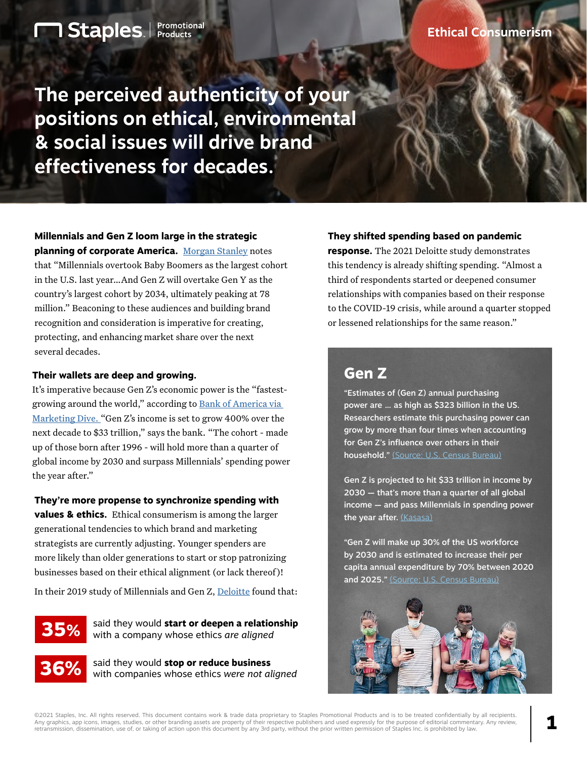Ethical Consumerism

# The perceived authenticity of your positions on ethical, environmental & social issues will drive brand effectiveness for decades.

**Millennials and Gen Z loom large in the strategic planning of corporate America.** Morgan Stanley notes that "Millennials overtook Baby Boomers as the largest cohort in the U.S. last year...And Gen Z will overtake Gen Y as the country's largest cohort by 2034, ultimately peaking at 78 million." Beaconing to these audiences and building brand recognition and consideration is imperative for creating, protecting, and enhancing market share over the next several decades.

**Their wallets are deep and growing.**
It's imperative because Gen Z's economic power is the "fastest-growing around the world," according to Bank of America via Marketing Dive. "Gen Z's income is set to grow 400% over the next decade to $33 trillion," says the bank. "The cohort - made up of those born after 1996 - will hold more than a quarter of global income by 2030 and surpass Millennials' spending power the year after."

**They're more propense to synchronize spending with values & ethics.** Ethical consumerism is among the larger generational tendencies to which brand and marketing strategists are currently adjusting. Younger spenders are more likely than older generations to start or stop patronizing businesses based on their ethical alignment (or lack thereof)!

In their 2019 study of Millennials and Gen Z, Deloitte found that:

**35%** said they would **start or deepen a relationship** with a company whose ethics *are aligned*

**36%** said they would **stop or reduce business** with companies whose ethics *were not aligned*

**They shifted spending based on pandemic response.** The 2021 Deloitte study demonstrates this tendency is already shifting spending. "Almost a third of respondents started or deepened consumer relationships with companies based on their response to the COVID-19 crisis, while around a quarter stopped or lessened relationships for the same reason."

## Gen Z

"Estimates of (Gen Z) annual purchasing power are ... as high as $323 billion in the US. Researchers estimate this purchasing power can grow by more than four times when accounting for Gen Z's influence over others in their household." (Source: U.S. Census Bureau)

Gen Z is projected to hit $33 trillion in income by 2030 — that's more than a quarter of all global income — and pass Millennials in spending power the year after. (Kasasa)

"Gen Z will make up 30% of the US workforce by 2030 and is estimated to increase their per capita annual expenditure by 70% between 2020 and 2025." (Source: U.S. Census Bureau)

©2021 Staples, Inc. All rights reserved. This document contains work & trade data proprietary to Staples Promotional Products and is to be treated confidentially by all recipients. Any graphics, app icons, images, studies, or other branding assets are property of their respective publishers and used expressly for the purpose of editorial commentary. Any review, retransmission, dissemination, use of, or taking of action upon this document by any 3rd party, without the prior written permission of Staples Inc. is prohibited by law.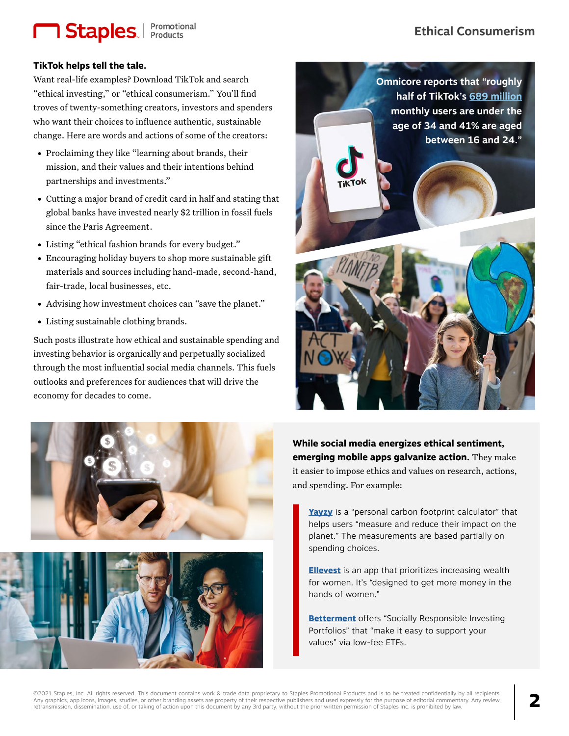### TikTok helps tell the tale.

Want real-life examples? Download TikTok and search "ethical investing," or "ethical consumerism." You'll find troves of twenty-something creators, investors and spenders who want their choices to influence authentic, sustainable change. Here are words and actions of some of the creators:

- Proclaiming they like "learning about brands, their mission, and their values and their intentions behind partnerships and investments."
- Cutting a major brand of credit card in half and stating that global banks have invested nearly $2 trillion in fossil fuels since the Paris Agreement.
- Listing "ethical fashion brands for every budget."
- Encouraging holiday buyers to shop more sustainable gift materials and sources including hand-made, second-hand, fair-trade, local businesses, etc.
- Advising how investment choices can "save the planet."
- Listing sustainable clothing brands.

Such posts illustrate how ethical and sustainable spending and investing behavior is organically and perpetually socialized through the most influential social media channels. This fuels outlooks and preferences for audiences that will drive the economy for decades to come.

**Omnicore reports that "roughly half of TikTok's 689 million monthly users are under the age of 34 and 41% are aged between 16 and 24."**

**While social media energizes ethical sentiment, emerging mobile apps galvanize action.** They make it easier to impose ethics and values on research, actions, and spending. For example:

**Yayzy** is a "personal carbon footprint calculator" that helps users "measure and reduce their impact on the planet." The measurements are based partially on spending choices.

**Ellevest** is an app that prioritizes increasing wealth for women. It's "designed to get more money in the hands of women."

**Betterment** offers "Socially Responsible Investing Portfolios" that "make it easy to support your values" via low-fee ETFs.

©2021 Staples, Inc. All rights reserved. This document contains work & trade data proprietary to Staples Promotional Products and is to be treated confidentially by all recipients. Any graphics, app icons, images, studies, or other branding assets are property of their respective publishers and used expressly for the purpose of editorial commentary. Any review, retransmission, dissemination, use of, or taking of action upon this document by any 3rd party, without the prior written permission of Staples Inc. is prohibited by law.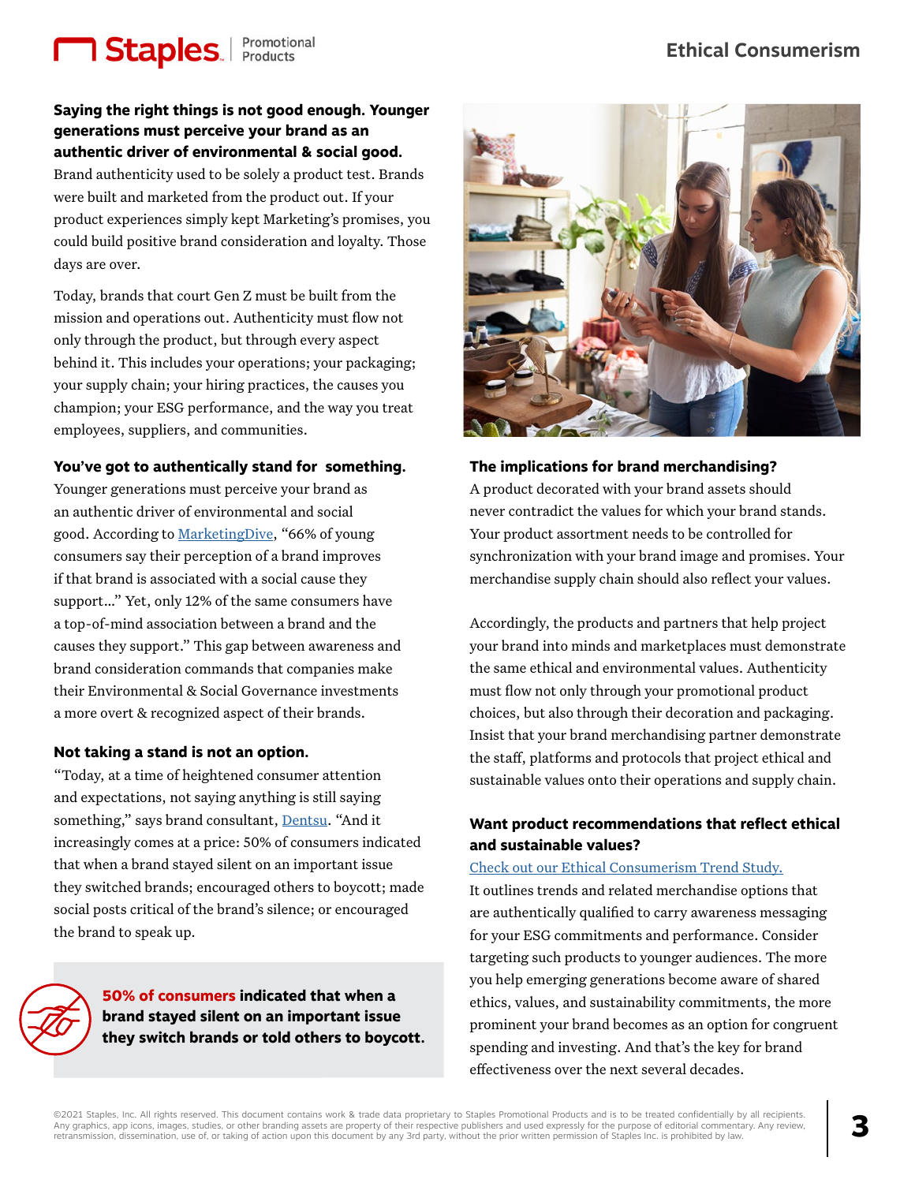**Saying the right things is not good enough. Younger generations must perceive your brand as an authentic driver of environmental & social good.**

Brand authenticity used to be solely a product test. Brands were built and marketed from the product out. If your product experiences simply kept Marketing's promises, you could build positive brand consideration and loyalty. Those days are over.

Today, brands that court Gen Z must be built from the mission and operations out. Authenticity must flow not only through the product, but through every aspect behind it. This includes your operations; your packaging; your supply chain; your hiring practices, the causes you champion; your ESG performance, and the way you treat employees, suppliers, and communities.

**You've got to authentically stand for something.**

Younger generations must perceive your brand as an authentic driver of environmental and social good. According to MarketingDive, "66% of young consumers say their perception of a brand improves if that brand is associated with a social cause they support..." Yet, only 12% of the same consumers have a top-of-mind association between a brand and the causes they support." This gap between awareness and brand consideration commands that companies make their Environmental & Social Governance investments a more overt & recognized aspect of their brands.

**Not taking a stand is not an option.**

"Today, at a time of heightened consumer attention and expectations, not saying anything is still saying something," says brand consultant, Dentsu. "And it increasingly comes at a price: 50% of consumers indicated that when a brand stayed silent on an important issue they switched brands; encouraged others to boycott; made social posts critical of the brand's silence; or encouraged the brand to speak up.

**50% of consumers indicated that when a brand stayed silent on an important issue they switch brands or told others to boycott.**

**The implications for brand merchandising?**

A product decorated with your brand assets should never contradict the values for which your brand stands. Your product assortment needs to be controlled for synchronization with your brand image and promises. Your merchandise supply chain should also reflect your values.

Accordingly, the products and partners that help project your brand into minds and marketplaces must demonstrate the same ethical and environmental values. Authenticity must flow not only through your promotional product choices, but also through their decoration and packaging. Insist that your brand merchandising partner demonstrate the staff, platforms and protocols that project ethical and sustainable values onto their operations and supply chain.

**Want product recommendations that reflect ethical and sustainable values?**

Check out our Ethical Consumerism Trend Study. It outlines trends and related merchandise options that are authentically qualified to carry awareness messaging for your ESG commitments and performance. Consider targeting such products to younger audiences. The more you help emerging generations become aware of shared ethics, values, and sustainability commitments, the more prominent your brand becomes as an option for congruent spending and investing. And that's the key for brand effectiveness over the next several decades.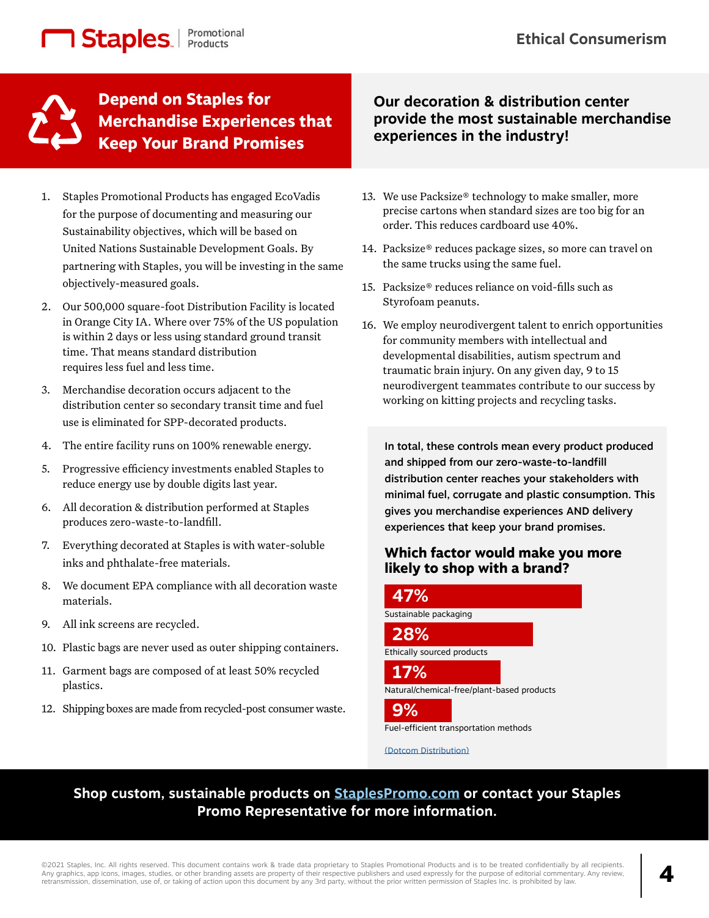## Depend on Staples for Merchandise Experiences that Keep Your Brand Promises

## Our decoration & distribution center provide the most sustainable merchandise experiences in the industry!

1. Staples Promotional Products has engaged EcoVadis for the purpose of documenting and measuring our Sustainability objectives, which will be based on United Nations Sustainable Development Goals. By partnering with Staples, you will be investing in the same objectively-measured goals.
2. Our 500,000 square-foot Distribution Facility is located in Orange City IA. Where over 75% of the US population is within 2 days or less using standard ground transit time. That means standard distribution requires less fuel and less time.
3. Merchandise decoration occurs adjacent to the distribution center so secondary transit time and fuel use is eliminated for SPP-decorated products.
4. The entire facility runs on 100% renewable energy.
5. Progressive efficiency investments enabled Staples to reduce energy use by double digits last year.
6. All decoration & distribution performed at Staples produces zero-waste-to-landfill.
7. Everything decorated at Staples is with water-soluble inks and phthalate-free materials.
8. We document EPA compliance with all decoration waste materials.
9. All ink screens are recycled.
10. Plastic bags are never used as outer shipping containers.
11. Garment bags are composed of at least 50% recycled plastics.
12. Shipping boxes are made from recycled-post consumer waste.
13. We use Packsize® technology to make smaller, more precise cartons when standard sizes are too big for an order. This reduces cardboard use 40%.
14. Packsize® reduces package sizes, so more can travel on the same trucks using the same fuel.
15. Packsize® reduces reliance on void-fills such as Styrofoam peanuts.
16. We employ neurodivergent talent to enrich opportunities for community members with intellectual and developmental disabilities, autism spectrum and traumatic brain injury. On any given day, 9 to 15 neurodivergent teammates contribute to our success by working on kitting projects and recycling tasks.

**In total, these controls mean every product produced and shipped from our zero-waste-to-landfill distribution center reaches your stakeholders with minimal fuel, corrugate and plastic consumption. This gives you merchandise experiences AND delivery experiences that keep your brand promises.**

### Which factor would make you more likely to shop with a brand?

47%
Sustainable packaging

28%
Ethically sourced products

17%
Natural/chemical-free/plant-based products

9%
Fuel-efficient transportation methods

(Dotcom Distribution)

**Shop custom, sustainable products on StaplesPromo.com or contact your Staples Promo Representative for more information.**

©2021 Staples, Inc. All rights reserved. This document contains work & trade data proprietary to Staples Promotional Products and is to be treated confidentially by all recipients. Any graphics, app icons, images, studies, or other branding assets are property of their respective publishers and used expressly for the purpose of editorial commentary. Any review, retransmission, dissemination, use of, or taking of action upon this document by any 3rd party, without the prior written permission of Staples Inc. is prohibited by law.